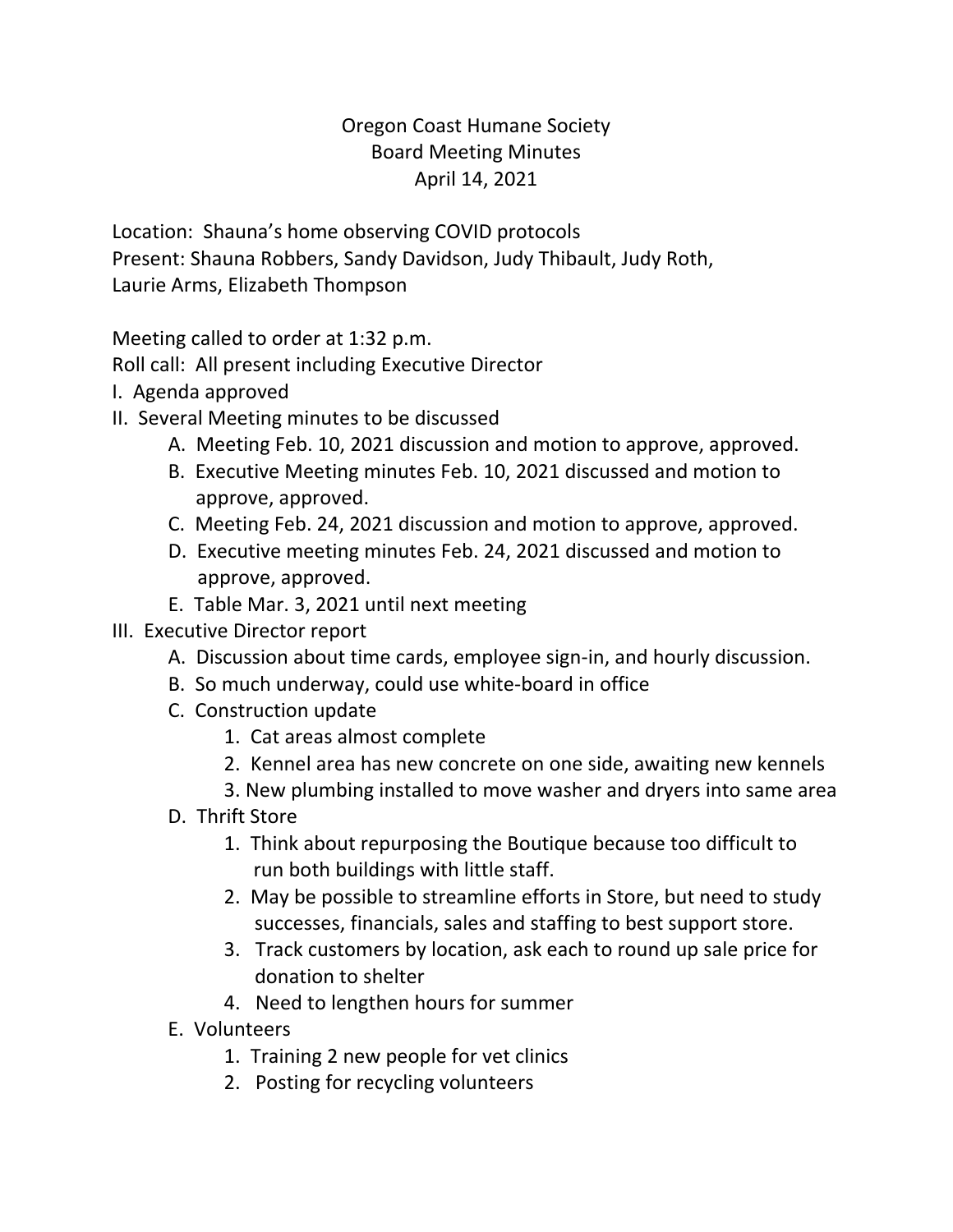# Oregon Coast Humane Society
## Board Meeting Minutes
### April 14, 2021

Location: Shauna's home observing COVID protocols
Present: Shauna Robbers, Sandy Davidson, Judy Thibault, Judy Roth, Laurie Arms, Elizabeth Thompson

Meeting called to order at 1:32 p.m.
Roll call: All present including Executive Director

I. Agenda approved

II. Several Meeting minutes to be discussed
   - A. Meeting Feb. 10, 2021 discussion and motion to approve, approved.
   - B. Executive Meeting minutes Feb. 10, 2021 discussed and motion to approve, approved.
   - C. Meeting Feb. 24, 2021 discussion and motion to approve, approved.
   - D. Executive meeting minutes Feb. 24, 2021 discussed and motion to approve, approved.
   - E. Table Mar. 3, 2021 until next meeting

III. Executive Director report
   - A. Discussion about time cards, employee sign-in, and hourly discussion.
   - B. So much underway, could use white-board in office
   - C. Construction update
      1. Cat areas almost complete
      2. Kennel area has new concrete on one side, awaiting new kennels
      3. New plumbing installed to move washer and dryers into same area
   - D. Thrift Store
      1. Think about repurposing the Boutique because too difficult to run both buildings with little staff.
      2. May be possible to streamline efforts in Store, but need to study successes, financials, sales and staffing to best support store.
      3. Track customers by location, ask each to round up sale price for donation to shelter
      4. Need to lengthen hours for summer
   - E. Volunteers
      1. Training 2 new people for vet clinics
      2. Posting for recycling volunteers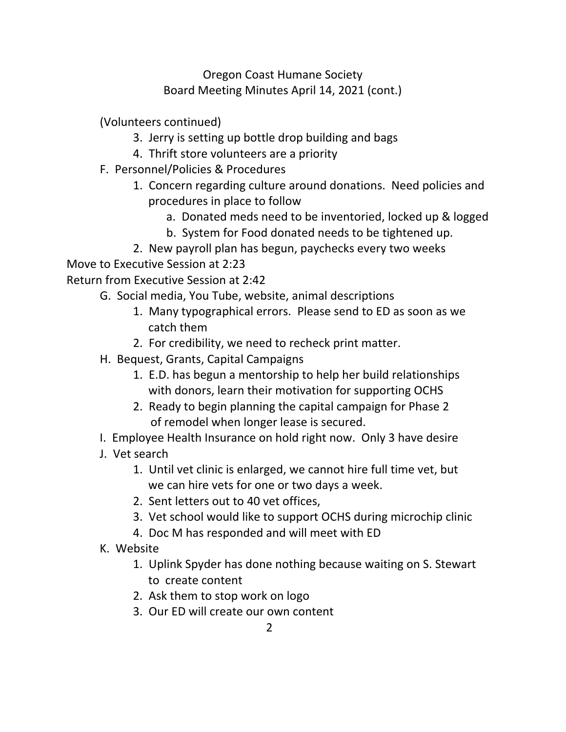Oregon Coast Humane Society
Board Meeting Minutes April 14, 2021 (cont.)

(Volunteers continued)

3. Jerry is setting up bottle drop building and bags
4. Thrift store volunteers are a priority

F. Personnel/Policies & Procedures

1. Concern regarding culture around donations. Need policies and procedures in place to follow
   a. Donated meds need to be inventoried, locked up & logged
   b. System for Food donated needs to be tightened up.
2. New payroll plan has begun, paychecks every two weeks

Move to Executive Session at 2:23

Return from Executive Session at 2:42

G. Social media, You Tube, website, animal descriptions

1. Many typographical errors. Please send to ED as soon as we catch them
2. For credibility, we need to recheck print matter.

H. Bequest, Grants, Capital Campaigns

1. E.D. has begun a mentorship to help her build relationships with donors, learn their motivation for supporting OCHS
2. Ready to begin planning the capital campaign for Phase 2 of remodel when longer lease is secured.

I. Employee Health Insurance on hold right now. Only 3 have desire

J. Vet search

1. Until vet clinic is enlarged, we cannot hire full time vet, but we can hire vets for one or two days a week.
2. Sent letters out to 40 vet offices,
3. Vet school would like to support OCHS during microchip clinic
4. Doc M has responded and will meet with ED

K. Website

1. Uplink Spyder has done nothing because waiting on S. Stewart to create content
2. Ask them to stop work on logo
3. Our ED will create our own content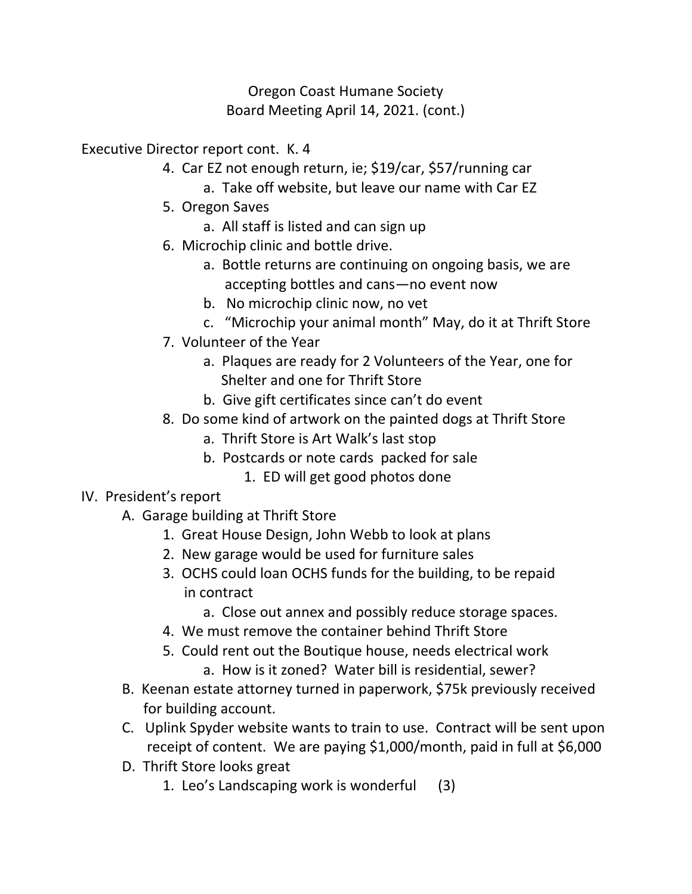Oregon Coast Humane Society
Board Meeting April 14, 2021. (cont.)

Executive Director report cont. K. 4

4. Car EZ not enough return, ie; $19/car, $57/running car
    a. Take off website, but leave our name with Car EZ
5. Oregon Saves
    a. All staff is listed and can sign up
6. Microchip clinic and bottle drive.
    a. Bottle returns are continuing on ongoing basis, we are accepting bottles and cans—no event now
    b. No microchip clinic now, no vet
    c. "Microchip your animal month" May, do it at Thrift Store
7. Volunteer of the Year
    a. Plaques are ready for 2 Volunteers of the Year, one for Shelter and one for Thrift Store
    b. Give gift certificates since can't do event
8. Do some kind of artwork on the painted dogs at Thrift Store
    a. Thrift Store is Art Walk's last stop
    b. Postcards or note cards packed for sale
        1. ED will get good photos done

IV. President's report

A. Garage building at Thrift Store
    1. Great House Design, John Webb to look at plans
    2. New garage would be used for furniture sales
    3. OCHS could loan OCHS funds for the building, to be repaid in contract
        a. Close out annex and possibly reduce storage spaces.
    4. We must remove the container behind Thrift Store
    5. Could rent out the Boutique house, needs electrical work
        a. How is it zoned? Water bill is residential, sewer?

B. Keenan estate attorney turned in paperwork, $75k previously received for building account.

C. Uplink Spyder website wants to train to use. Contract will be sent upon receipt of content. We are paying $1,000/month, paid in full at $6,000

D. Thrift Store looks great
    1. Leo's Landscaping work is wonderful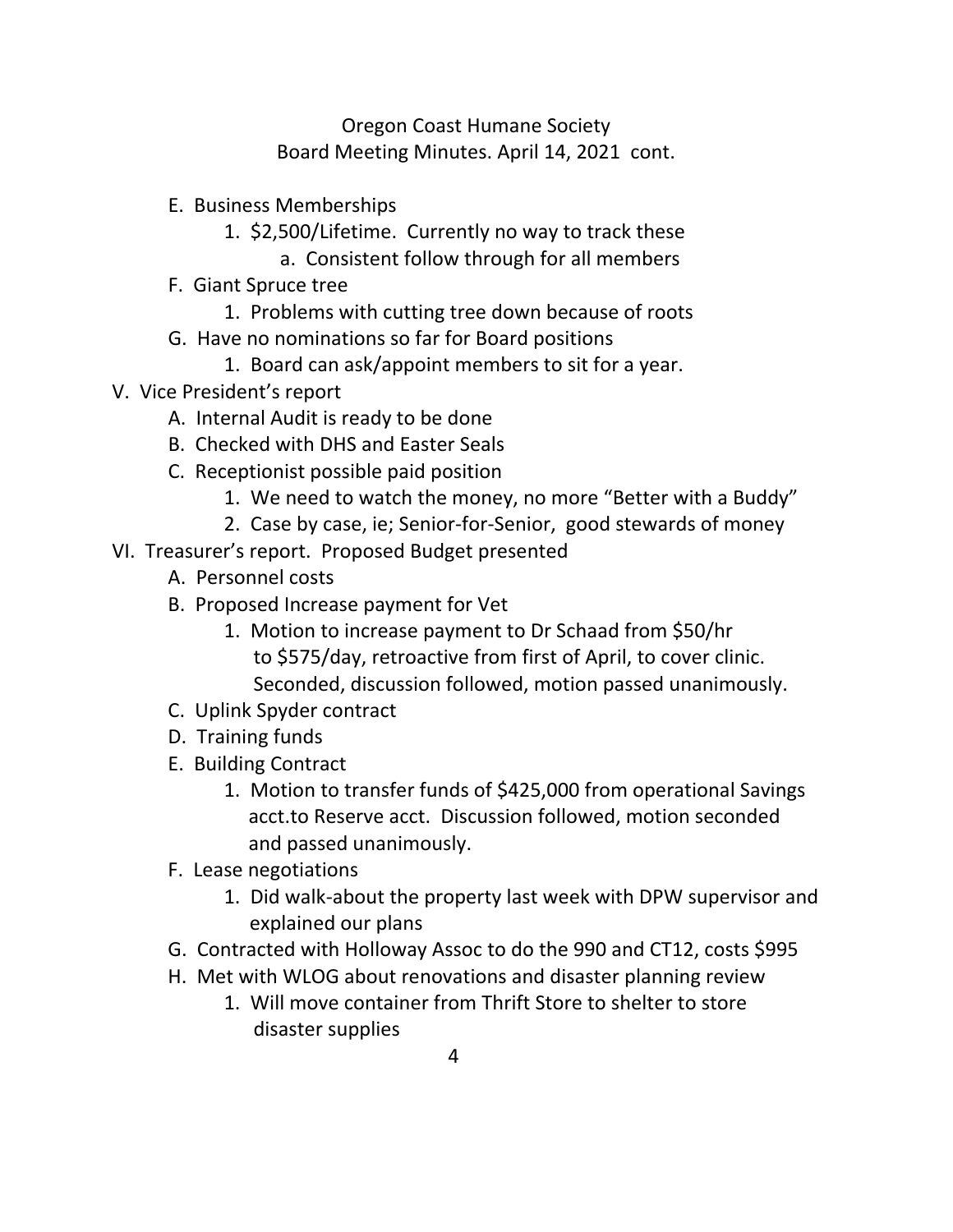Oregon Coast Humane Society
Board Meeting Minutes. April 14, 2021 cont.

- E. Business Memberships
  1. $2,500/Lifetime. Currently no way to track these
     - a. Consistent follow through for all members
- F. Giant Spruce tree
  1. Problems with cutting tree down because of roots
- G. Have no nominations so far for Board positions
  1. Board can ask/appoint members to sit for a year.

V. Vice President's report

- A. Internal Audit is ready to be done
- B. Checked with DHS and Easter Seals
- C. Receptionist possible paid position
  1. We need to watch the money, no more "Better with a Buddy"
  2. Case by case, ie; Senior-for-Senior, good stewards of money

VI. Treasurer's report. Proposed Budget presented

- A. Personnel costs
- B. Proposed Increase payment for Vet
  1. Motion to increase payment to Dr Schaad from $50/hr to $575/day, retroactive from first of April, to cover clinic. Seconded, discussion followed, motion passed unanimously.
- C. Uplink Spyder contract
- D. Training funds
- E. Building Contract
  1. Motion to transfer funds of $425,000 from operational Savings acct.to Reserve acct. Discussion followed, motion seconded and passed unanimously.
- F. Lease negotiations
  1. Did walk-about the property last week with DPW supervisor and explained our plans
- G. Contracted with Holloway Assoc to do the 990 and CT12, costs $995
- H. Met with WLOG about renovations and disaster planning review
  1. Will move container from Thrift Store to shelter to store disaster supplies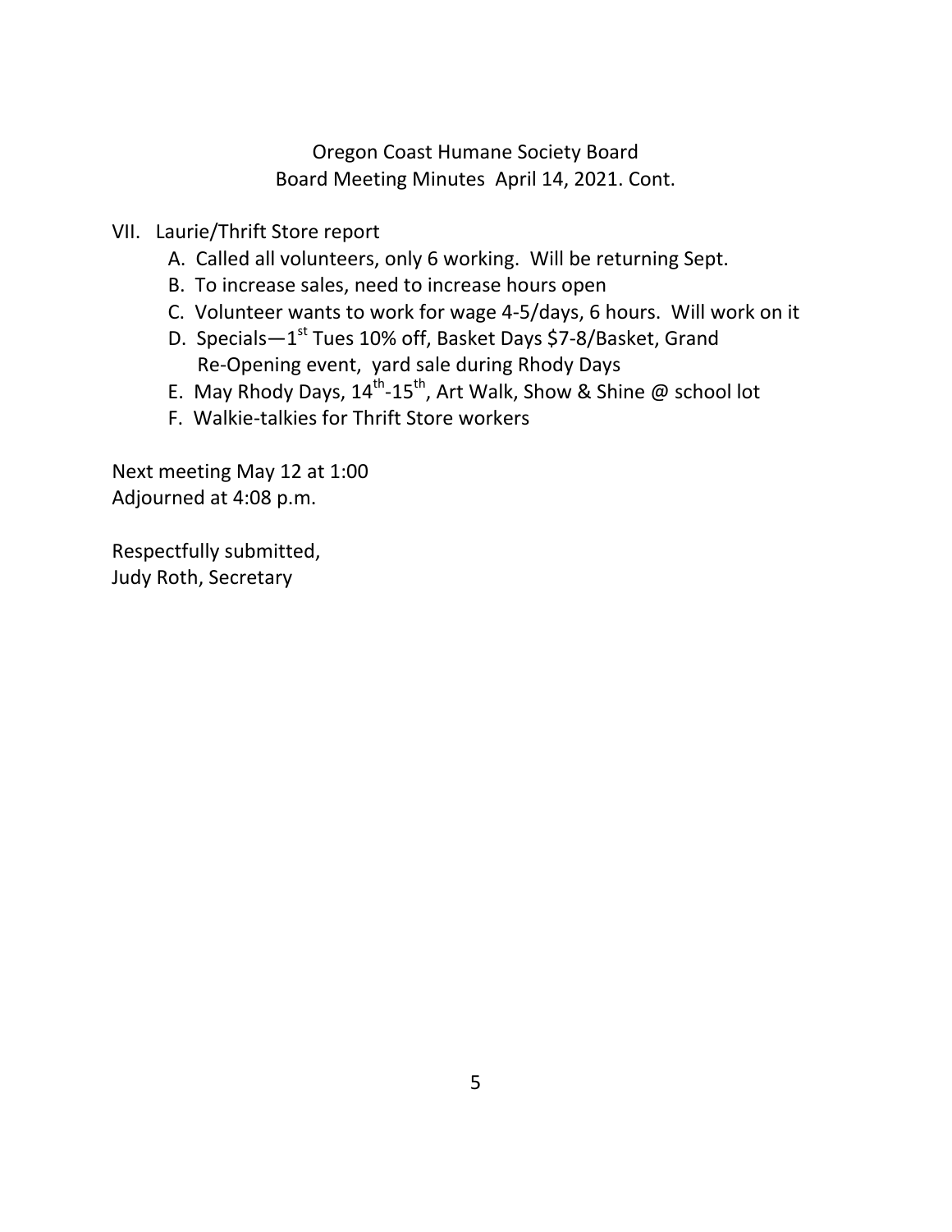Oregon Coast Humane Society Board
Board Meeting Minutes April 14, 2021. Cont.

VII. Laurie/Thrift Store report

A. Called all volunteers, only 6 working. Will be returning Sept.
B. To increase sales, need to increase hours open
C. Volunteer wants to work for wage 4-5/days, 6 hours. Will work on it
D. Specials—1st Tues 10% off, Basket Days $7-8/Basket, Grand Re-Opening event, yard sale during Rhody Days
E. May Rhody Days, 14th-15th, Art Walk, Show & Shine @ school lot
F. Walkie-talkies for Thrift Store workers

Next meeting May 12 at 1:00
Adjourned at 4:08 p.m.

Respectfully submitted,
Judy Roth, Secretary